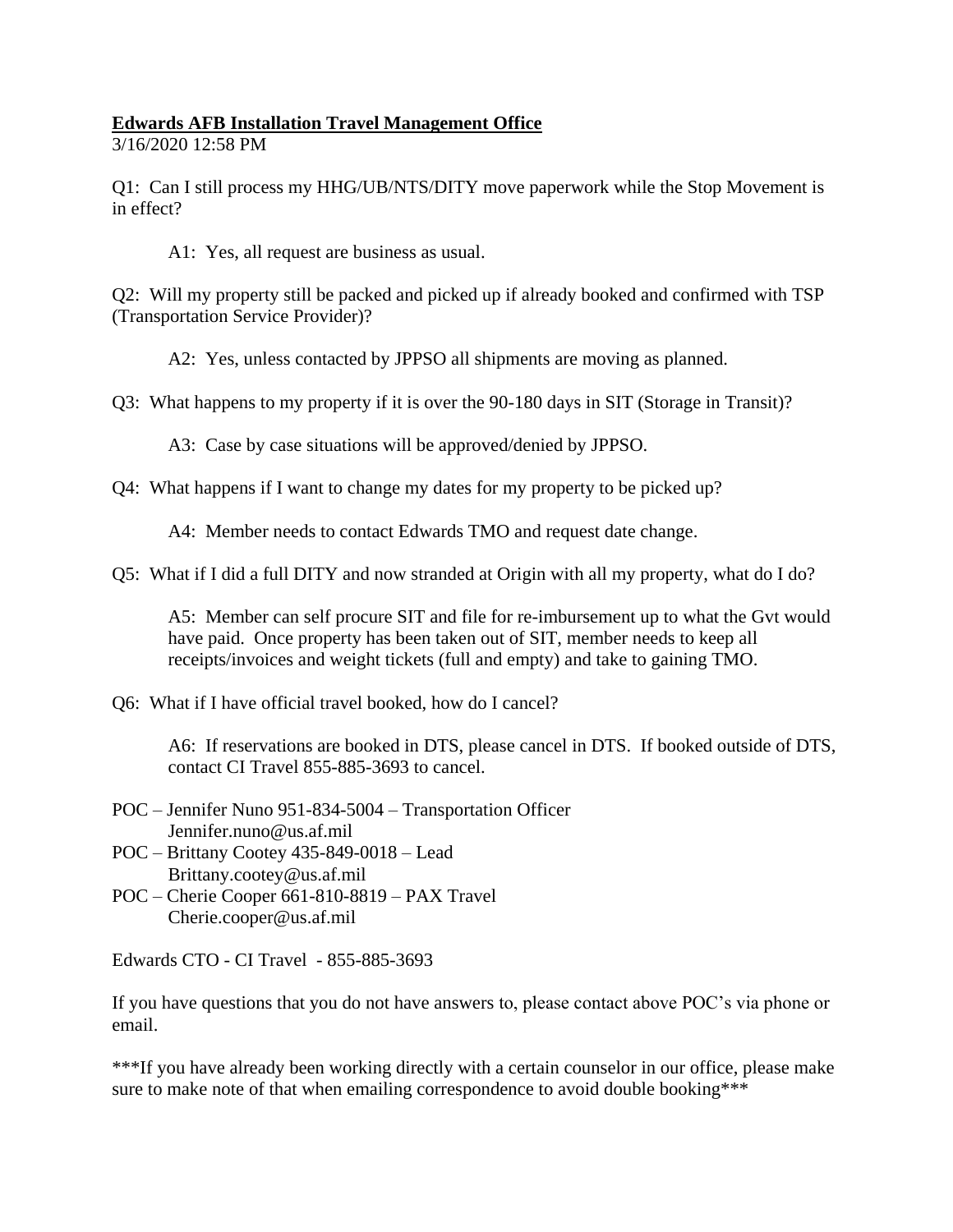**<u>Edwards AFB Installation Travel Management Office</u>**

3/16/2020 12:58 PM

Q1: Can I still process my HHG/UB/NTS/DITY move paperwork while the Stop Movement is in effect?

> A1: Yes, all request are business as usual.

Q2: Will my property still be packed and picked up if already booked and confirmed with TSP (Transportation Service Provider)?

> A2: Yes, unless contacted by JPPSO all shipments are moving as planned.

Q3: What happens to my property if it is over the 90-180 days in SIT (Storage in Transit)?

> A3: Case by case situations will be approved/denied by JPPSO.

Q4: What happens if I want to change my dates for my property to be picked up?

> A4: Member needs to contact Edwards TMO and request date change.

Q5: What if I did a full DITY and now stranded at Origin with all my property, what do I do?

> A5: Member can self procure SIT and file for re-imbursement up to what the Gvt would have paid. Once property has been taken out of SIT, member needs to keep all receipts/invoices and weight tickets (full and empty) and take to gaining TMO.

Q6: What if I have official travel booked, how do I cancel?

> A6: If reservations are booked in DTS, please cancel in DTS. If booked outside of DTS, contact CI Travel 855-885-3693 to cancel.

POC – Jennifer Nuno 951-834-5004 – Transportation Officer
Jennifer.nuno@us.af.mil

POC – Brittany Cootey 435-849-0018 – Lead
Brittany.cootey@us.af.mil

POC – Cherie Cooper 661-810-8819 – PAX Travel
Cherie.cooper@us.af.mil

Edwards CTO - CI Travel - 855-885-3693

If you have questions that you do not have answers to, please contact above POC's via phone or email.

***If you have already been working directly with a certain counselor in our office, please make sure to make note of that when emailing correspondence to avoid double booking***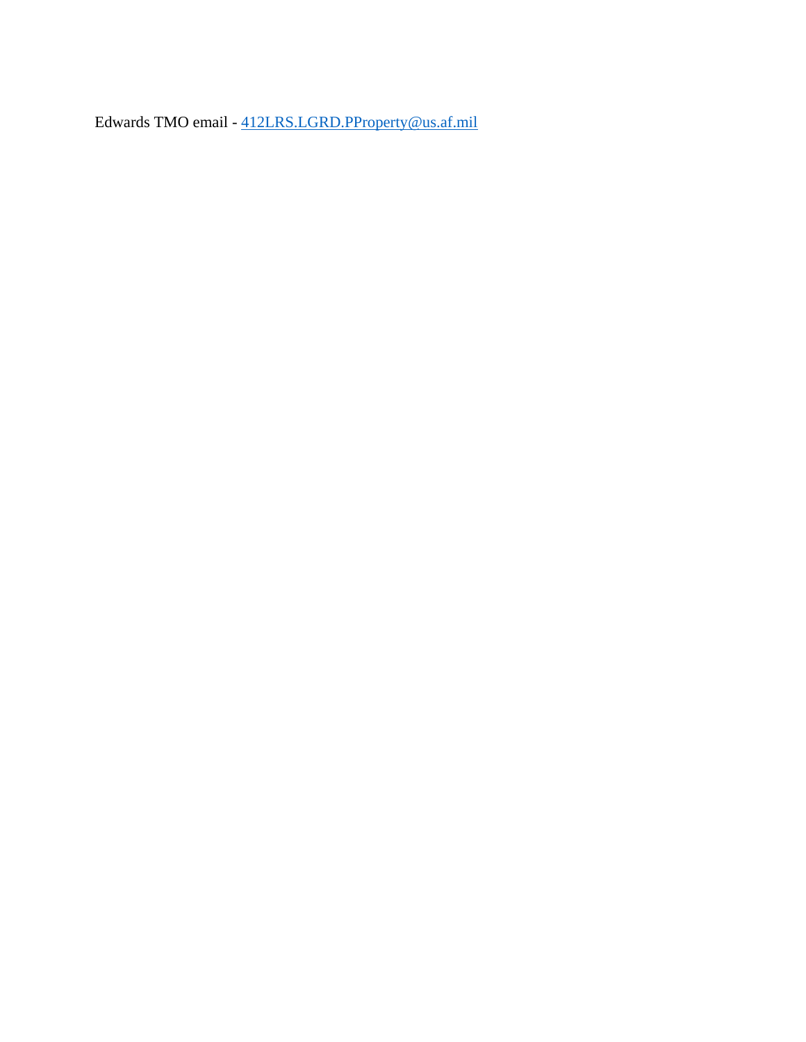Edwards TMO email - [412LRS.LGRD.PProperty@us.af.mil](mailto:412LRS.LGRD.PProperty@us.af.mil)